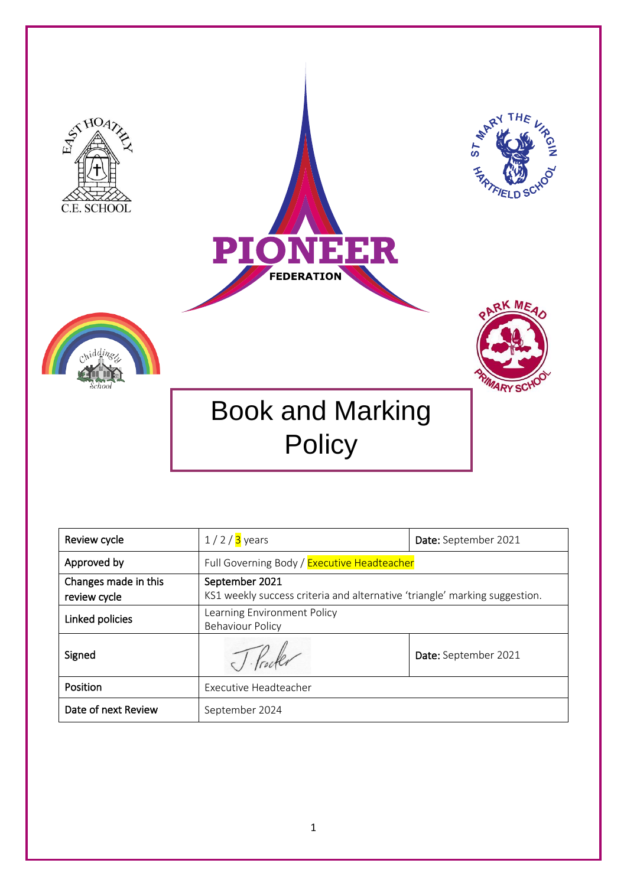PIONEER FEDERATION

# Book and Marking Policy

| Review cycle | 1 / 2 / 3 years | Date: September 2021 |
|---|---|---|
| Approved by | Full Governing Body / Executive Headteacher | |
| Changes made in this review cycle | September 2021<br>KS1 weekly success criteria and alternative 'triangle' marking suggestion. | |
| Linked policies | Learning Environment Policy<br>Behaviour Policy | |
| Signed | J. Procter | Date: September 2021 |
| Position | Executive Headteacher | |
| Date of next Review | September 2024 | |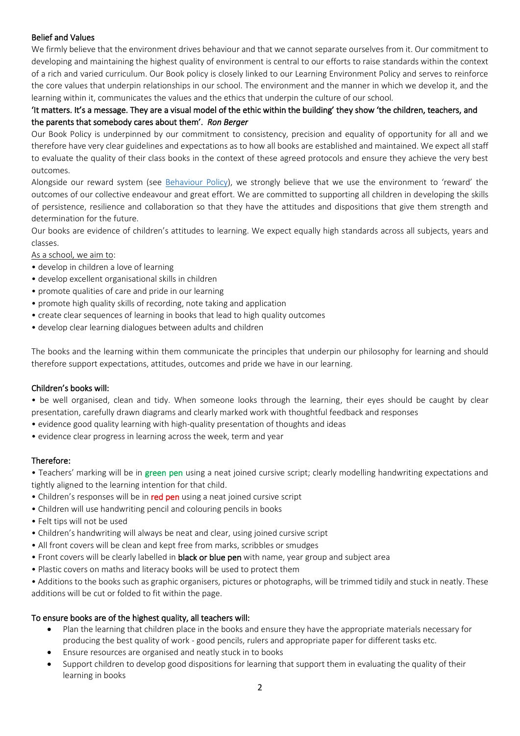## Belief and Values

We firmly believe that the environment drives behaviour and that we cannot separate ourselves from it. Our commitment to developing and maintaining the highest quality of environment is central to our efforts to raise standards within the context of a rich and varied curriculum. Our Book policy is closely linked to our Learning Environment Policy and serves to reinforce the core values that underpin relationships in our school. The environment and the manner in which we develop it, and the learning within it, communicates the values and the ethics that underpin the culture of our school.

'It matters. It's a message. They are a visual model of the ethic within the building' they show 'the children, teachers, and the parents that somebody cares about them'. *Ron Berger*

Our Book Policy is underpinned by our commitment to consistency, precision and equality of opportunity for all and we therefore have very clear guidelines and expectations as to how all books are established and maintained. We expect all staff to evaluate the quality of their class books in the context of these agreed protocols and ensure they achieve the very best outcomes.

Alongside our reward system (see Behaviour Policy), we strongly believe that we use the environment to 'reward' the outcomes of our collective endeavour and great effort. We are committed to supporting all children in developing the skills of persistence, resilience and collaboration so that they have the attitudes and dispositions that give them strength and determination for the future.

Our books are evidence of children's attitudes to learning. We expect equally high standards across all subjects, years and classes.

As a school, we aim to:

- develop in children a love of learning
- develop excellent organisational skills in children
- promote qualities of care and pride in our learning
- promote high quality skills of recording, note taking and application
- create clear sequences of learning in books that lead to high quality outcomes
- develop clear learning dialogues between adults and children

The books and the learning within them communicate the principles that underpin our philosophy for learning and should therefore support expectations, attitudes, outcomes and pride we have in our learning.

## Children's books will:

- be well organised, clean and tidy. When someone looks through the learning, their eyes should be caught by clear presentation, carefully drawn diagrams and clearly marked work with thoughtful feedback and responses
- evidence good quality learning with high-quality presentation of thoughts and ideas
- evidence clear progress in learning across the week, term and year

## Therefore:

- Teachers' marking will be in green pen using a neat joined cursive script; clearly modelling handwriting expectations and tightly aligned to the learning intention for that child.
- Children's responses will be in red pen using a neat joined cursive script
- Children will use handwriting pencil and colouring pencils in books
- Felt tips will not be used
- Children's handwriting will always be neat and clear, using joined cursive script
- All front covers will be clean and kept free from marks, scribbles or smudges
- Front covers will be clearly labelled in **black or blue pen** with name, year group and subject area
- Plastic covers on maths and literacy books will be used to protect them
- Additions to the books such as graphic organisers, pictures or photographs, will be trimmed tidily and stuck in neatly. These additions will be cut or folded to fit within the page.

## To ensure books are of the highest quality, all teachers will:

- Plan the learning that children place in the books and ensure they have the appropriate materials necessary for producing the best quality of work - good pencils, rulers and appropriate paper for different tasks etc.
- Ensure resources are organised and neatly stuck in to books
- Support children to develop good dispositions for learning that support them in evaluating the quality of their learning in books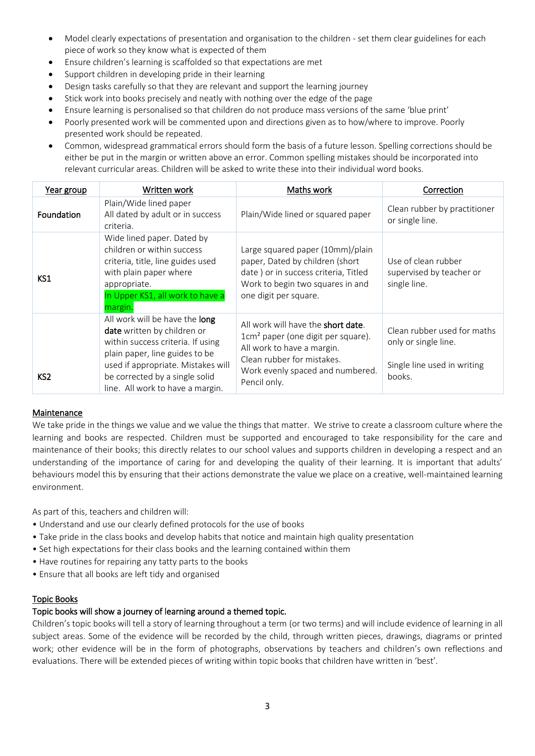- Model clearly expectations of presentation and organisation to the children - set them clear guidelines for each piece of work so they know what is expected of them
- Ensure children's learning is scaffolded so that expectations are met
- Support children in developing pride in their learning
- Design tasks carefully so that they are relevant and support the learning journey
- Stick work into books precisely and neatly with nothing over the edge of the page
- Ensure learning is personalised so that children do not produce mass versions of the same 'blue print'
- Poorly presented work will be commented upon and directions given as to how/where to improve. Poorly presented work should be repeated.
- Common, widespread grammatical errors should form the basis of a future lesson. Spelling corrections should be either be put in the margin or written above an error. Common spelling mistakes should be incorporated into relevant curricular areas. Children will be asked to write these into their individual word books.

| Year group | Written work | Maths work | Correction |
|---|---|---|---|
| Foundation | Plain/Wide lined paper<br>All dated by adult or in success criteria. | Plain/Wide lined or squared paper | Clean rubber by practitioner or single line. |
| KS1 | Wide lined paper. Dated by children or within success criteria, title, line guides used with plain paper where appropriate.<br>In Upper KS1, all work to have a margin. | Large squared paper (10mm)/plain paper, Dated by children (short date ) or in success criteria, Titled Work to begin two squares in and one digit per square. | Use of clean rubber supervised by teacher or single line. |
| KS2 | All work will be have the **long date** written by children or within success criteria. If using plain paper, line guides to be used if appropriate. Mistakes will be corrected by a single solid line. All work to have a margin. | All work will have the **short date**. $1cm^2$ paper (one digit per square). All work to have a margin. Clean rubber for mistakes. Work evenly spaced and numbered. Pencil only. | Clean rubber used for maths only or single line.<br><br>Single line used in writing books. |

## Maintenance

We take pride in the things we value and we value the things that matter. We strive to create a classroom culture where the learning and books are respected. Children must be supported and encouraged to take responsibility for the care and maintenance of their books; this directly relates to our school values and supports children in developing a respect and an understanding of the importance of caring for and developing the quality of their learning. It is important that adults' behaviours model this by ensuring that their actions demonstrate the value we place on a creative, well-maintained learning environment.

As part of this, teachers and children will:

- Understand and use our clearly defined protocols for the use of books
- Take pride in the class books and develop habits that notice and maintain high quality presentation
- Set high expectations for their class books and the learning contained within them
- Have routines for repairing any tatty parts to the books
- Ensure that all books are left tidy and organised

## Topic Books

**Topic books will show a journey of learning around a themed topic.**

Children's topic books will tell a story of learning throughout a term (or two terms) and will include evidence of learning in all subject areas. Some of the evidence will be recorded by the child, through written pieces, drawings, diagrams or printed work; other evidence will be in the form of photographs, observations by teachers and children's own reflections and evaluations. There will be extended pieces of writing within topic books that children have written in 'best'.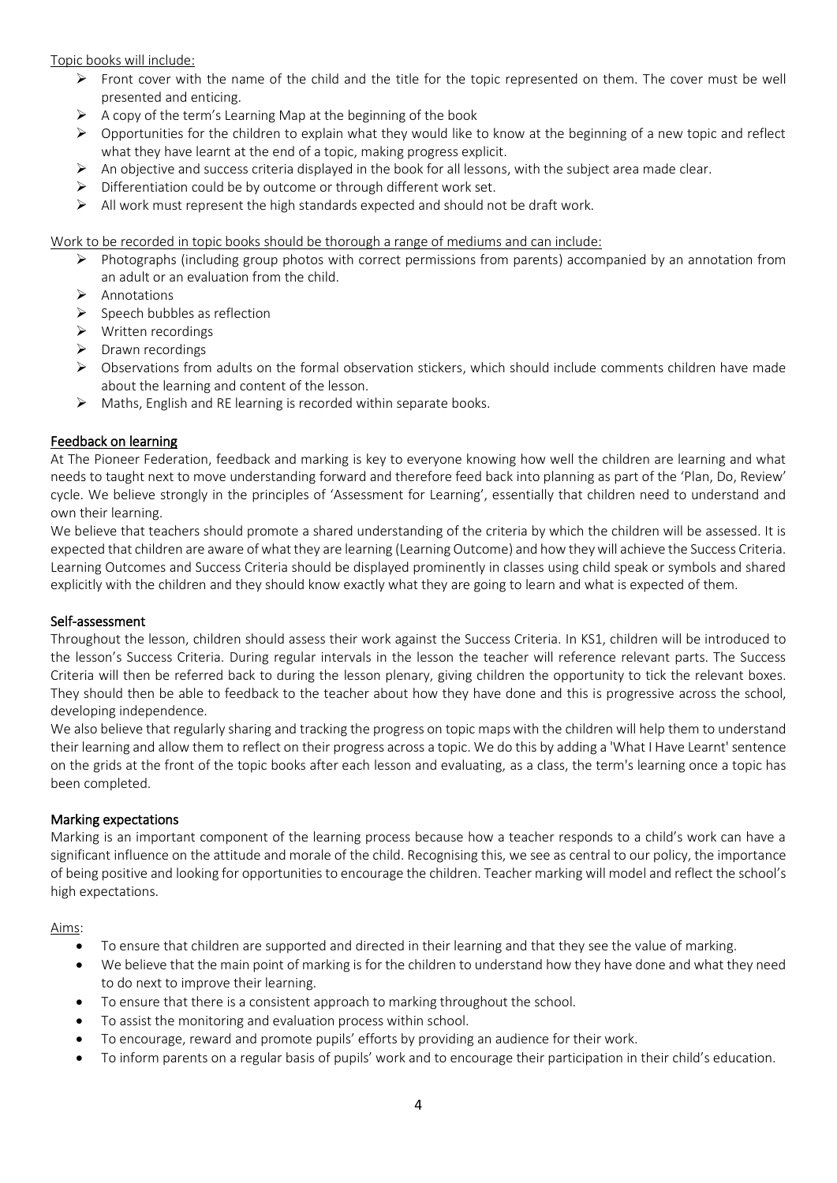Topic books will include:

- Front cover with the name of the child and the title for the topic represented on them. The cover must be well presented and enticing.
- A copy of the term's Learning Map at the beginning of the book
- Opportunities for the children to explain what they would like to know at the beginning of a new topic and reflect what they have learnt at the end of a topic, making progress explicit.
- An objective and success criteria displayed in the book for all lessons, with the subject area made clear.
- Differentiation could be by outcome or through different work set.
- All work must represent the high standards expected and should not be draft work.

Work to be recorded in topic books should be thorough a range of mediums and can include:

- Photographs (including group photos with correct permissions from parents) accompanied by an annotation from an adult or an evaluation from the child.
- Annotations
- Speech bubbles as reflection
- Written recordings
- Drawn recordings
- Observations from adults on the formal observation stickers, which should include comments children have made about the learning and content of the lesson.
- Maths, English and RE learning is recorded within separate books.

## Feedback on learning

At The Pioneer Federation, feedback and marking is key to everyone knowing how well the children are learning and what needs to taught next to move understanding forward and therefore feed back into planning as part of the 'Plan, Do, Review' cycle. We believe strongly in the principles of 'Assessment for Learning', essentially that children need to understand and own their learning.

We believe that teachers should promote a shared understanding of the criteria by which the children will be assessed. It is expected that children are aware of what they are learning (Learning Outcome) and how they will achieve the Success Criteria. Learning Outcomes and Success Criteria should be displayed prominently in classes using child speak or symbols and shared explicitly with the children and they should know exactly what they are going to learn and what is expected of them.

## Self-assessment

Throughout the lesson, children should assess their work against the Success Criteria. In KS1, children will be introduced to the lesson's Success Criteria. During regular intervals in the lesson the teacher will reference relevant parts. The Success Criteria will then be referred back to during the lesson plenary, giving children the opportunity to tick the relevant boxes. They should then be able to feedback to the teacher about how they have done and this is progressive across the school, developing independence.

We also believe that regularly sharing and tracking the progress on topic maps with the children will help them to understand their learning and allow them to reflect on their progress across a topic. We do this by adding a 'What I Have Learnt' sentence on the grids at the front of the topic books after each lesson and evaluating, as a class, the term's learning once a topic has been completed.

## Marking expectations

Marking is an important component of the learning process because how a teacher responds to a child's work can have a significant influence on the attitude and morale of the child. Recognising this, we see as central to our policy, the importance of being positive and looking for opportunities to encourage the children. Teacher marking will model and reflect the school's high expectations.

Aims:

- To ensure that children are supported and directed in their learning and that they see the value of marking.
- We believe that the main point of marking is for the children to understand how they have done and what they need to do next to improve their learning.
- To ensure that there is a consistent approach to marking throughout the school.
- To assist the monitoring and evaluation process within school.
- To encourage, reward and promote pupils' efforts by providing an audience for their work.
- To inform parents on a regular basis of pupils' work and to encourage their participation in their child's education.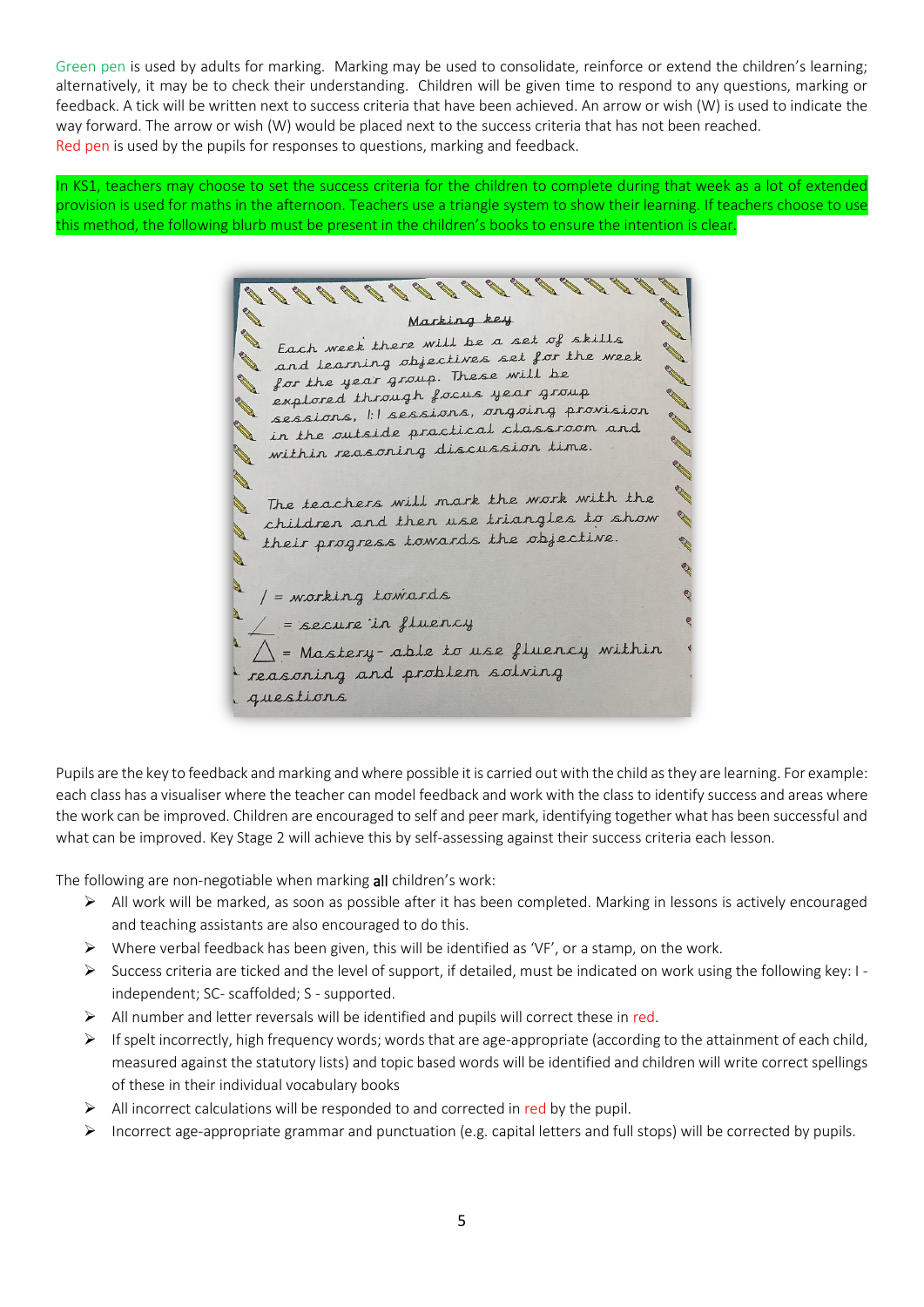Green pen is used by adults for marking. Marking may be used to consolidate, reinforce or extend the children's learning; alternatively, it may be to check their understanding. Children will be given time to respond to any questions, marking or feedback. A tick will be written next to success criteria that have been achieved. An arrow or wish (W) is used to indicate the way forward. The arrow or wish (W) would be placed next to the success criteria that has not been reached.

Red pen is used by the pupils for responses to questions, marking and feedback.

In KS1, teachers may choose to set the success criteria for the children to complete during that week as a lot of extended provision is used for maths in the afternoon. Teachers use a triangle system to show their learning. If teachers choose to use this method, the following blurb must be present in the children's books to ensure the intention is clear.

**Marking key**

Each week there will be a set of skills and learning objectives set for the week for the year group. These will be explored through focus year group sessions, 1:1 sessions, ongoing provision in the outside practical classroom and within reasoning discussion time.

The teachers will mark the work with the children and then use triangles to show their progress towards the objective.

/ = working towards

∠ = secure in fluency

△ = Mastery - able to use fluency within reasoning and problem solving questions

Pupils are the key to feedback and marking and where possible it is carried out with the child as they are learning. For example: each class has a visualiser where the teacher can model feedback and work with the class to identify success and areas where the work can be improved. Children are encouraged to self and peer mark, identifying together what has been successful and what can be improved. Key Stage 2 will achieve this by self-assessing against their success criteria each lesson.

The following are non-negotiable when marking **all** children's work:

- All work will be marked, as soon as possible after it has been completed. Marking in lessons is actively encouraged and teaching assistants are also encouraged to do this.
- Where verbal feedback has been given, this will be identified as 'VF', or a stamp, on the work.
- Success criteria are ticked and the level of support, if detailed, must be indicated on work using the following key: I - independent; SC- scaffolded; S - supported.
- All number and letter reversals will be identified and pupils will correct these in red.
- If spelt incorrectly, high frequency words; words that are age-appropriate (according to the attainment of each child, measured against the statutory lists) and topic based words will be identified and children will write correct spellings of these in their individual vocabulary books
- All incorrect calculations will be responded to and corrected in red by the pupil.
- Incorrect age-appropriate grammar and punctuation (e.g. capital letters and full stops) will be corrected by pupils.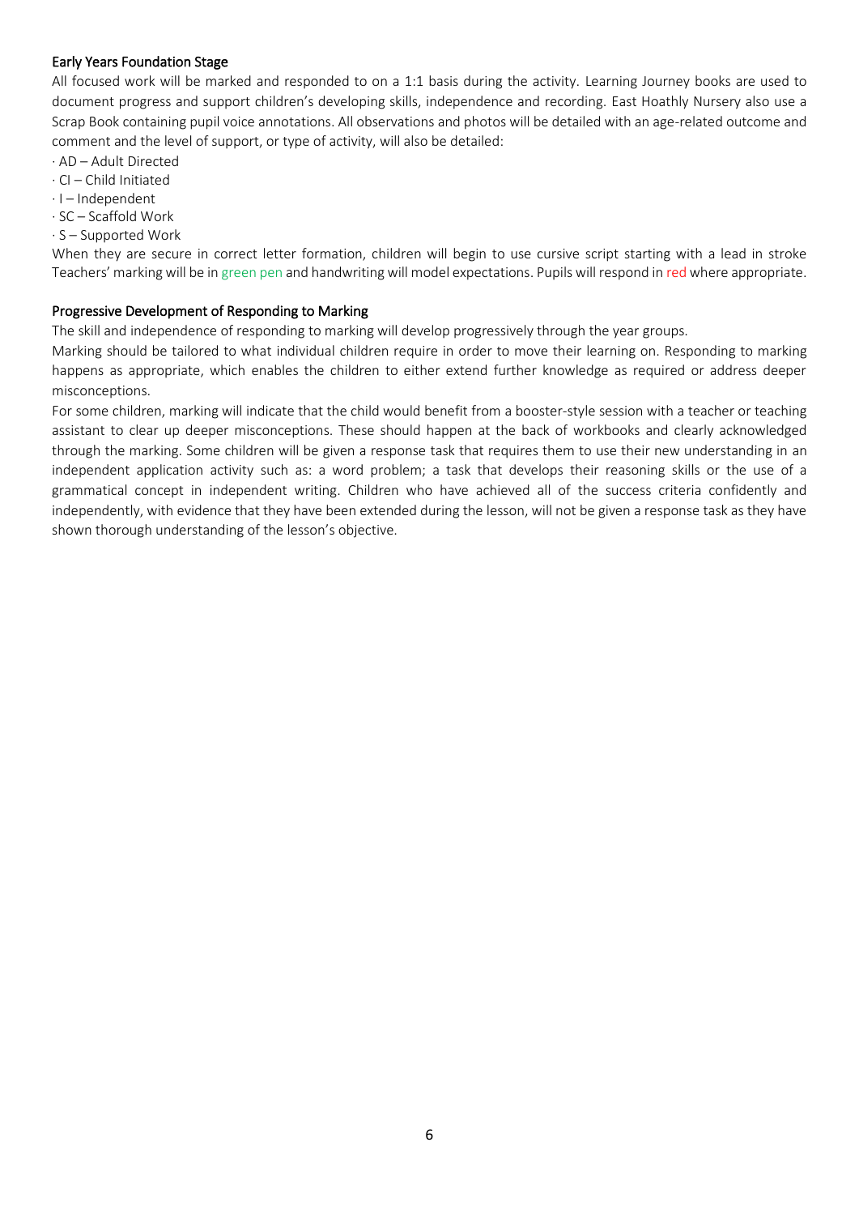### Early Years Foundation Stage

All focused work will be marked and responded to on a 1:1 basis during the activity. Learning Journey books are used to document progress and support children's developing skills, independence and recording. East Hoathly Nursery also use a Scrap Book containing pupil voice annotations. All observations and photos will be detailed with an age-related outcome and comment and the level of support, or type of activity, will also be detailed:

- AD – Adult Directed
- CI – Child Initiated
- I – Independent
- SC – Scaffold Work
- S – Supported Work

When they are secure in correct letter formation, children will begin to use cursive script starting with a lead in stroke Teachers' marking will be in green pen and handwriting will model expectations. Pupils will respond in red where appropriate.

### Progressive Development of Responding to Marking

The skill and independence of responding to marking will develop progressively through the year groups.

Marking should be tailored to what individual children require in order to move their learning on. Responding to marking happens as appropriate, which enables the children to either extend further knowledge as required or address deeper misconceptions.

For some children, marking will indicate that the child would benefit from a booster-style session with a teacher or teaching assistant to clear up deeper misconceptions. These should happen at the back of workbooks and clearly acknowledged through the marking. Some children will be given a response task that requires them to use their new understanding in an independent application activity such as: a word problem; a task that develops their reasoning skills or the use of a grammatical concept in independent writing. Children who have achieved all of the success criteria confidently and independently, with evidence that they have been extended during the lesson, will not be given a response task as they have shown thorough understanding of the lesson's objective.